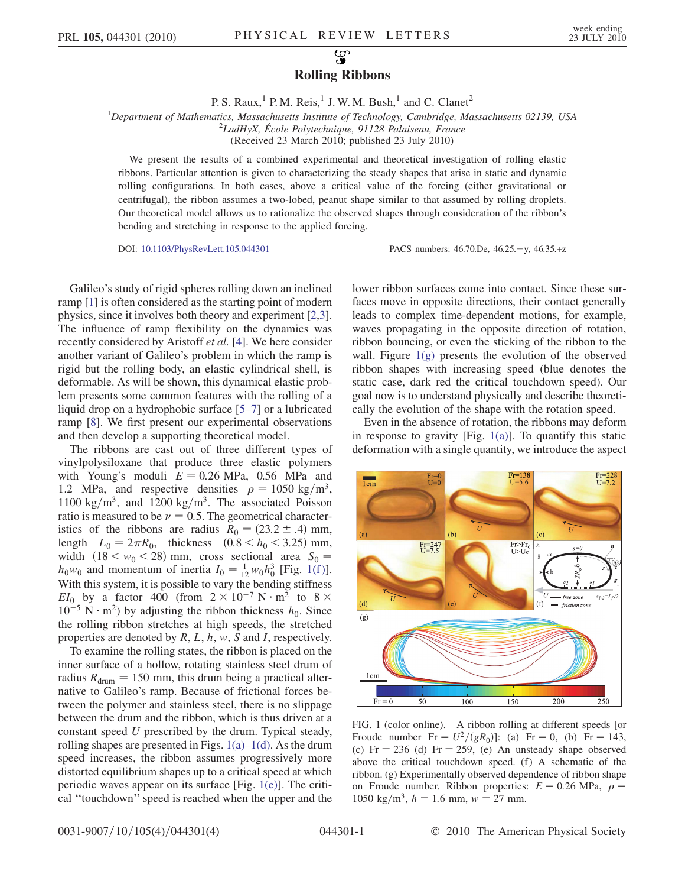# Rolling Ribbons

P. S. Raux,[1] P. M. Reis,[1] J. W. M. Bush,[1] and C. Clanet[2]

[1]*Department of Mathematics, Massachusetts Institute of Technology, Cambridge, Massachusetts 02139, USA*
[2]*LadHyX, École Polytechnique, 91128 Palaiseau, France*
(Received 23 March 2010; published 23 July 2010)

We present the results of a combined experimental and theoretical investigation of rolling elastic ribbons. Particular attention is given to characterizing the steady shapes that arise in static and dynamic rolling configurations. In both cases, above a critical value of the forcing (either gravitational or centrifugal), the ribbon assumes a two-lobed, peanut shape similar to that assumed by rolling droplets. Our theoretical model allows us to rationalize the observed shapes through consideration of the ribbon's bending and stretching in response to the applied forcing.

DOI: 10.1103/PhysRevLett.105.044301 PACS numbers: 46.70.De, 46.25.−y, 46.35.+z

Galileo's study of rigid spheres rolling down an inclined ramp [1] is often considered as the starting point of modern physics, since it involves both theory and experiment [2,3]. The influence of ramp flexibility on the dynamics was recently considered by Aristoff *et al.* [4]. We here consider another variant of Galileo's problem in which the ramp is rigid but the rolling body, an elastic cylindrical shell, is deformable. As will be shown, this dynamical elastic problem presents some common features with the rolling of a liquid drop on a hydrophobic surface [5–7] or a lubricated ramp [8]. We first present our experimental observations and then develop a supporting theoretical model.

The ribbons are cast out of three different types of vinylpolysiloxane that produce three elastic polymers with Young's moduli $E = 0.26$ MPa, 0.56 MPa and 1.2 MPa, and respective densities $\rho = 1050\ \mathrm{kg/m^3}$, $1100\ \mathrm{kg/m^3}$, and $1200\ \mathrm{kg/m^3}$. The associated Poisson ratio is measured to be $\nu = 0.5$. The geometrical characteristics of the ribbons are radius $R_0 = (23.2 \pm .4)$ mm, length $L_0 = 2\pi R_0$, thickness $(0.8 < h_0 < 3.25)$ mm, width $(18 < w_0 < 28)$ mm, cross sectional area $S_0 = h_0 w_0$ and momentum of inertia $I_0 = \frac{1}{12} w_0 h_0^3$ [Fig. 1(f)]. With this system, it is possible to vary the bending stiffness $EI_0$ by a factor 400 (from $2 \times 10^{-7}\ \mathrm{N \cdot m^2}$ to $8 \times 10^{-5}\ \mathrm{N \cdot m^2}$) by adjusting the ribbon thickness $h_0$. Since the rolling ribbon stretches at high speeds, the stretched properties are denoted by $R$, $L$, $h$, $w$, $S$ and $I$, respectively.

To examine the rolling states, the ribbon is placed on the inner surface of a hollow, rotating stainless steel drum of radius $R_{\mathrm{drum}} = 150$ mm, this drum being a practical alternative to Galileo's ramp. Because of frictional forces between the polymer and stainless steel, there is no slippage between the drum and the ribbon, which is thus driven at a constant speed $U$ prescribed by the drum. Typical steady, rolling shapes are presented in Figs. 1(a)–1(d). As the drum speed increases, the ribbon assumes progressively more distorted equilibrium shapes up to a critical speed at which periodic waves appear on its surface [Fig. 1(e)]. The critical "touchdown" speed is reached when the upper and the lower ribbon surfaces come into contact. Since these surfaces move in opposite directions, their contact generally leads to complex time-dependent motions, for example, waves propagating in the opposite direction of rotation, ribbon bouncing, or even the sticking of the ribbon to the wall. Figure 1(g) presents the evolution of the observed ribbon shapes with increasing speed (blue denotes the static case, dark red the critical touchdown speed). Our goal now is to understand physically and describe theoretically the evolution of the shape with the rotation speed.

Even in the absence of rotation, the ribbons may deform in response to gravity [Fig. 1(a)]. To quantify this static deformation with a single quantity, we introduce the aspect

FIG. 1 (color online). A ribbon rolling at different speeds [or Froude number $\mathrm{Fr} = U^2/(gR_0)$]: (a) Fr = 0, (b) Fr = 143, (c) Fr = 236 (d) Fr = 259, (e) An unsteady shape observed above the critical touchdown speed. (f) A schematic of the ribbon. (g) Experimentally observed dependence of ribbon shape on Froude number. Ribbon properties: $E = 0.26$ MPa, $\rho = 1050\ \mathrm{kg/m^3}$, $h = 1.6$ mm, $w = 27$ mm.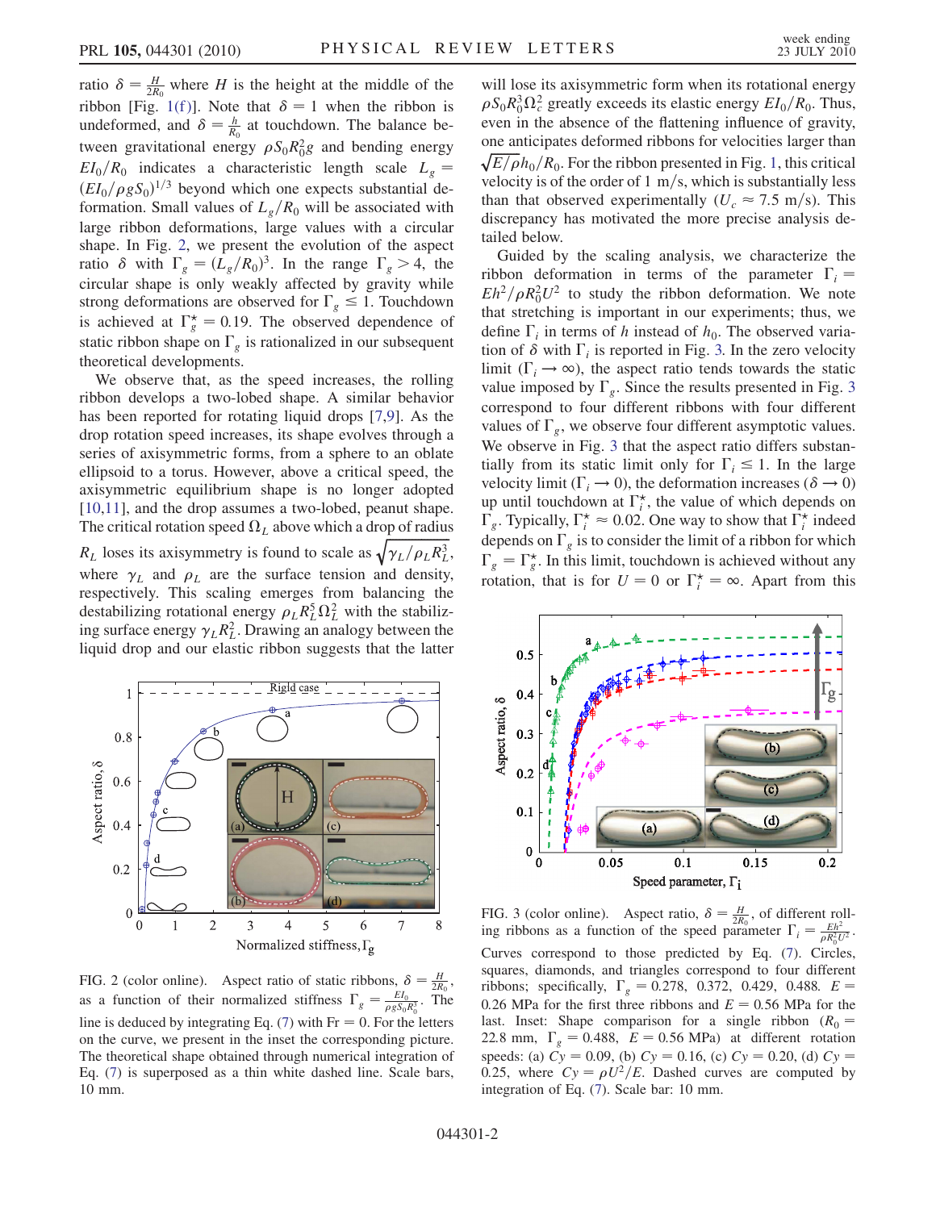ratio $\delta = \frac{H}{2R_0}$ where $H$ is the height at the middle of the ribbon [Fig. 1(f)]. Note that $\delta = 1$ when the ribbon is undeformed, and $\delta = \frac{h}{R_0}$ at touchdown. The balance between gravitational energy $\rho S_0 R_0^2 g$ and bending energy $EI_0/R_0$ indicates a characteristic length scale $L_g = (EI_0/\rho g S_0)^{1/3}$ beyond which one expects substantial deformation. Small values of $L_g/R_0$ will be associated with large ribbon deformations, large values with a circular shape. In Fig. 2, we present the evolution of the aspect ratio $\delta$ with $\Gamma_g = (L_g/R_0)^3$. In the range $\Gamma_g > 4$, the circular shape is only weakly affected by gravity while strong deformations are observed for $\Gamma_g \leq 1$. Touchdown is achieved at $\Gamma_g^\star = 0.19$. The observed dependence of static ribbon shape on $\Gamma_g$ is rationalized in our subsequent theoretical developments.

We observe that, as the speed increases, the rolling ribbon develops a two-lobed shape. A similar behavior has been reported for rotating liquid drops [7,9]. As the drop rotation speed increases, its shape evolves through a series of axisymmetric forms, from a sphere to an oblate ellipsoid to a torus. However, above a critical speed, the axisymmetric equilibrium shape is no longer adopted [10,11], and the drop assumes a two-lobed, peanut shape. The critical rotation speed $\Omega_L$ above which a drop of radius $R_L$ loses its axisymmetry is found to scale as $\sqrt{\gamma_L/\rho_L R_L^3}$, where $\gamma_L$ and $\rho_L$ are the surface tension and density, respectively. This scaling emerges from balancing the destabilizing rotational energy $\rho_L R_L^5 \Omega_L^2$ with the stabilizing surface energy $\gamma_L R_L^2$. Drawing an analogy between the liquid drop and our elastic ribbon suggests that the latter will lose its axisymmetric form when its rotational energy $\rho S_0 R_0^3 \Omega_c^2$ greatly exceeds its elastic energy $EI_0/R_0$. Thus, even in the absence of the flattening influence of gravity, one anticipates deformed ribbons for velocities larger than $\sqrt{E/\rho} h_0/R_0$. For the ribbon presented in Fig. 1, this critical velocity is of the order of 1 m/s, which is substantially less than that observed experimentally ($U_c \approx 7.5$ m/s). This discrepancy has motivated the more precise analysis detailed below.

Guided by the scaling analysis, we characterize the ribbon deformation in terms of the parameter $\Gamma_i = Eh^2/\rho R_0^2 U^2$ to study the ribbon deformation. We note that stretching is important in our experiments; thus, we define $\Gamma_i$ in terms of $h$ instead of $h_0$. The observed variation of $\delta$ with $\Gamma_i$ is reported in Fig. 3. In the zero velocity limit ($\Gamma_i \to \infty$), the aspect ratio tends towards the static value imposed by $\Gamma_g$. Since the results presented in Fig. 3 correspond to four different ribbons with four different values of $\Gamma_g$, we observe four different asymptotic values. We observe in Fig. 3 that the aspect ratio differs substantially from its static limit only for $\Gamma_i \leq 1$. In the large velocity limit ($\Gamma_i \to 0$), the deformation increases ($\delta \to 0$) up until touchdown at $\Gamma_i^\star$, the value of which depends on $\Gamma_g$. Typically, $\Gamma_i^\star \approx 0.02$. One way to show that $\Gamma_i^\star$ indeed depends on $\Gamma_g$ is to consider the limit of a ribbon for which $\Gamma_g = \Gamma_g^\star$. In this limit, touchdown is achieved without any rotation, that is for $U = 0$ or $\Gamma_i^\star = \infty$. Apart from this

FIG. 2 (color online). Aspect ratio of static ribbons, $\delta = \frac{H}{2R_0}$, as a function of their normalized stiffness $\Gamma_g = \frac{EI_0}{\rho g S_0 R_0^3}$. The line is deduced by integrating Eq. (7) with Fr = 0. The letters on the curve, we present in the inset the corresponding picture. The theoretical shape obtained through numerical integration of Eq. (7) is superposed as a thin white dashed line. Scale bars, 10 mm.

FIG. 3 (color online). Aspect ratio, $\delta = \frac{H}{2R_0}$, of different rolling ribbons as a function of the speed parameter $\Gamma_i = \frac{Eh^2}{\rho R_0^2 U^2}$. Curves correspond to those predicted by Eq. (7). Circles, squares, diamonds, and triangles correspond to four different ribbons; specifically, $\Gamma_g = 0.278$, 0.372, 0.429, 0.488. $E = 0.26$ MPa for the first three ribbons and $E = 0.56$ MPa for the last. Inset: Shape comparison for a single ribbon ($R_0 = 22.8$ mm, $\Gamma_g = 0.488$, $E = 0.56$ MPa) at different rotation speeds: (a) $Cy = 0.09$, (b) $Cy = 0.16$, (c) $Cy = 0.20$, (d) $Cy = 0.25$, where $Cy = \rho U^2/E$. Dashed curves are computed by integration of Eq. (7). Scale bar: 10 mm.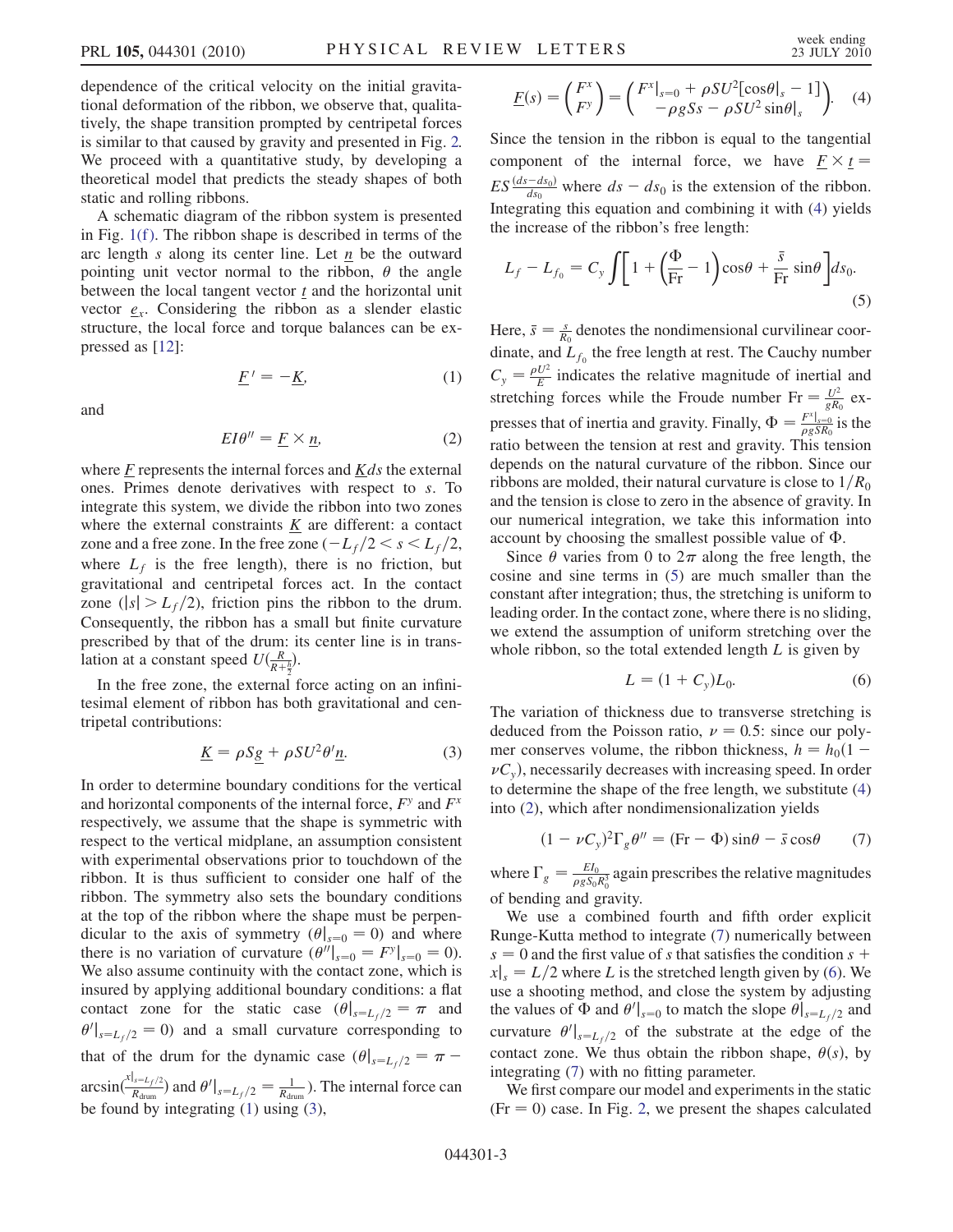dependence of the critical velocity on the initial gravitational deformation of the ribbon, we observe that, qualitatively, the shape transition prompted by centripetal forces is similar to that caused by gravity and presented in Fig. 2. We proceed with a quantitative study, by developing a theoretical model that predicts the steady shapes of both static and rolling ribbons.

A schematic diagram of the ribbon system is presented in Fig. 1(f). The ribbon shape is described in terms of the arc length $s$ along its center line. Let $\underline{n}$ be the outward pointing unit vector normal to the ribbon, $\theta$ the angle between the local tangent vector $\underline{t}$ and the horizontal unit vector $\underline{e}_x$. Considering the ribbon as a slender elastic structure, the local force and torque balances can be expressed as [12]:

$$\underline{F}' = -\underline{K}, \tag{1}$$

and

$$EI\theta'' = \underline{F} \times \underline{n}, \tag{2}$$

where $\underline{F}$ represents the internal forces and $\underline{K}ds$ the external ones. Primes denote derivatives with respect to $s$. To integrate this system, we divide the ribbon into two zones where the external constraints $\underline{K}$ are different: a contact zone and a free zone. In the free zone ($-L_f/2 < s < L_f/2$, where $L_f$ is the free length), there is no friction, but gravitational and centripetal forces act. In the contact zone ($|s| > L_f/2$), friction pins the ribbon to the drum. Consequently, the ribbon has a small but finite curvature prescribed by that of the drum: its center line is in translation at a constant speed $U(\frac{R}{R+\frac{h}{2}})$.

In the free zone, the external force acting on an infinitesimal element of ribbon has both gravitational and centripetal contributions:

$$\underline{K} = \rho S \underline{g} + \rho S U^2 \theta' \underline{n}. \tag{3}$$

In order to determine boundary conditions for the vertical and horizontal components of the internal force, $F^y$ and $F^x$ respectively, we assume that the shape is symmetric with respect to the vertical midplane, an assumption consistent with experimental observations prior to touchdown of the ribbon. It is thus sufficient to consider one half of the ribbon. The symmetry also sets the boundary conditions at the top of the ribbon where the shape must be perpendicular to the axis of symmetry ($\theta|_{s=0} = 0$) and where there is no variation of curvature ($\theta''|_{s=0} = F^y|_{s=0} = 0$). We also assume continuity with the contact zone, which is insured by applying additional boundary conditions: a flat contact zone for the static case ($\theta|_{s=L_f/2} = \pi$ and $\theta'|_{s=L_f/2} = 0$) and a small curvature corresponding to that of the drum for the dynamic case ($\theta|_{s=L_f/2} = \pi - \arcsin(\frac{x|_{s=L_f/2}}{R_{\text{drum}}})$ and $\theta'|_{s=L_f/2} = \frac{1}{R_{\text{drum}}}$). The internal force can be found by integrating (1) using (3),

$$\underline{F}(s) = \begin{pmatrix} F^x \\ F^y \end{pmatrix} = \begin{pmatrix} F^x|_{s=0} + \rho S U^2[\cos\theta|_s - 1] \\ -\rho g S s - \rho S U^2 \sin\theta|_s \end{pmatrix}. \tag{4}$$

Since the tension in the ribbon is equal to the tangential component of the internal force, we have $\underline{F} \times \underline{t} = ES\frac{(ds - ds_0)}{ds_0}$ where $ds - ds_0$ is the extension of the ribbon. Integrating this equation and combining it with (4) yields the increase of the ribbon's free length:

$$L_f - L_{f_0} = C_y \int \left[ 1 + \left( \frac{\Phi}{\text{Fr}} - 1 \right) \cos\theta + \frac{\bar{s}}{\text{Fr}} \sin\theta \right] ds_0. \tag{5}$$

Here, $\bar{s} = \frac{s}{R_0}$ denotes the nondimensional curvilinear coordinate, and $L_{f_0}$ the free length at rest. The Cauchy number $C_y = \frac{\rho U^2}{E}$ indicates the relative magnitude of inertial and stretching forces while the Froude number $\text{Fr} = \frac{U^2}{gR_0}$ expresses that of inertia and gravity. Finally, $\Phi = \frac{F^x|_{s=0}}{\rho g S R_0}$ is the ratio between the tension at rest and gravity. This tension depends on the natural curvature of the ribbon. Since our ribbons are molded, their natural curvature is close to $1/R_0$ and the tension is close to zero in the absence of gravity. In our numerical integration, we take this information into account by choosing the smallest possible value of $\Phi$.

Since $\theta$ varies from 0 to $2\pi$ along the free length, the cosine and sine terms in (5) are much smaller than the constant after integration; thus, the stretching is uniform to leading order. In the contact zone, where there is no sliding, we extend the assumption of uniform stretching over the whole ribbon, so the total extended length $L$ is given by

$$L = (1 + C_y)L_0. \tag{6}$$

The variation of thickness due to transverse stretching is deduced from the Poisson ratio, $\nu = 0.5$: since our polymer conserves volume, the ribbon thickness, $h = h_0(1 - \nu C_y)$, necessarily decreases with increasing speed. In order to determine the shape of the free length, we substitute (4) into (2), which after nondimensionalization yields

$$(1 - \nu C_y)^2 \Gamma_g \theta'' = (\text{Fr} - \Phi)\sin\theta - \bar{s}\cos\theta \tag{7}$$

where $\Gamma_g = \frac{EI_0}{\rho g S_0 R_0^3}$ again prescribes the relative magnitudes of bending and gravity.

We use a combined fourth and fifth order explicit Runge-Kutta method to integrate (7) numerically between $s = 0$ and the first value of $s$ that satisfies the condition $s + x|_s = L/2$ where $L$ is the stretched length given by (6). We use a shooting method, and close the system by adjusting the values of $\Phi$ and $\theta'|_{s=0}$ to match the slope $\theta|_{s=L_f/2}$ and curvature $\theta'|_{s=L_f/2}$ of the substrate at the edge of the contact zone. We thus obtain the ribbon shape, $\theta(s)$, by integrating (7) with no fitting parameter.

We first compare our model and experiments in the static ($\text{Fr} = 0$) case. In Fig. 2, we present the shapes calculated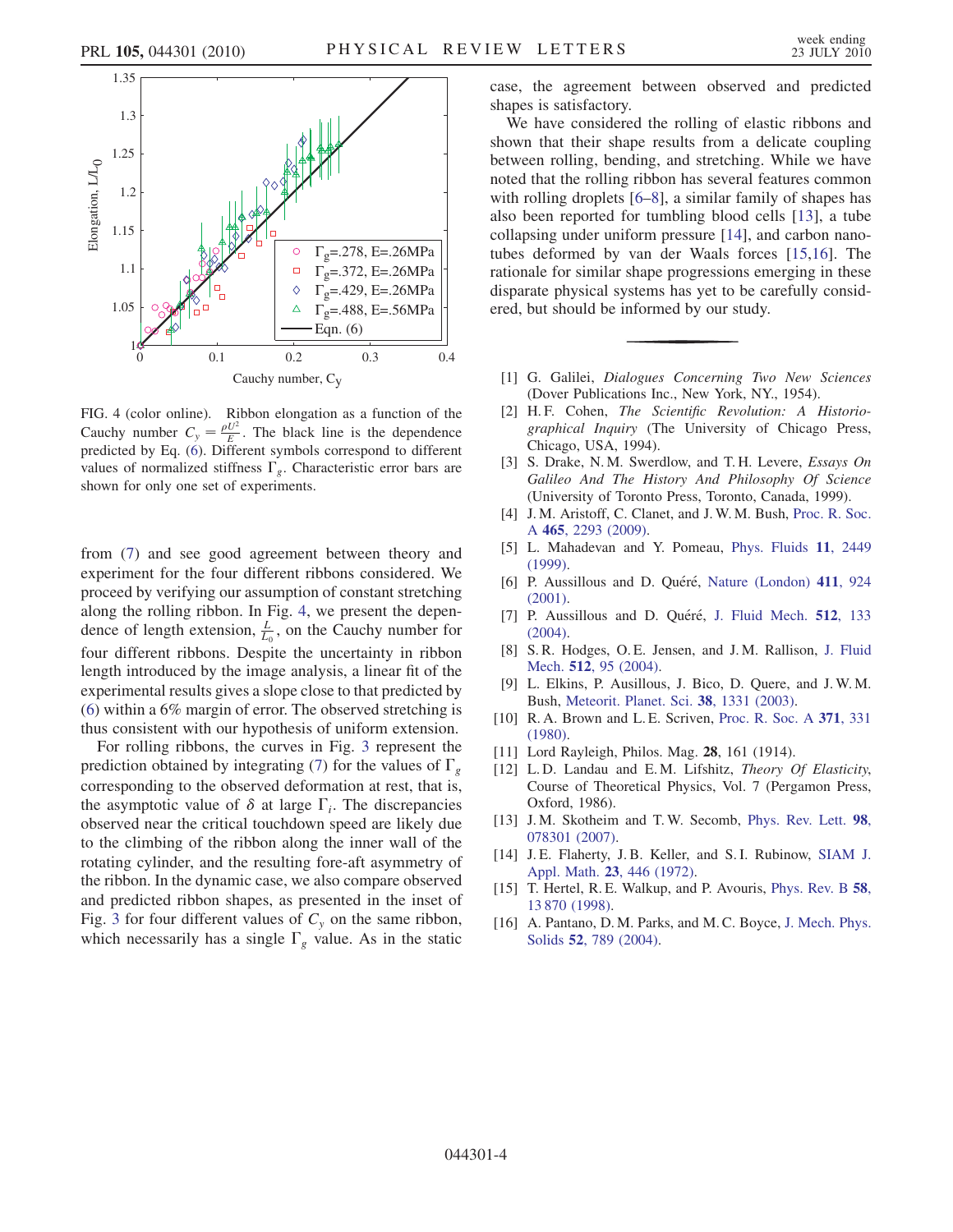1.35
1.3
1.25
1.2
1.15
1.1
1.05
1
0
0.1
0.2
0.3
0.4
Elongation, $L/L_0$
Cauchy number, $C_y$
$\Gamma_g$=.278, E=.26MPa
$\Gamma_g$=.372, E=.26MPa
$\Gamma_g$=.429, E=.26MPa
$\Gamma_g$=.488, E=.56MPa
Eqn. (6)

FIG. 4 (color online). Ribbon elongation as a function of the Cauchy number $C_y = \frac{\rho U^2}{E}$. The black line is the dependence predicted by Eq. (6). Different symbols correspond to different values of normalized stiffness $\Gamma_g$. Characteristic error bars are shown for only one set of experiments.

from (7) and see good agreement between theory and experiment for the four different ribbons considered. We proceed by verifying our assumption of constant stretching along the rolling ribbon. In Fig. 4, we present the dependence of length extension, $\frac{L}{L_0}$, on the Cauchy number for four different ribbons. Despite the uncertainty in ribbon length introduced by the image analysis, a linear fit of the experimental results gives a slope close to that predicted by (6) within a 6% margin of error. The observed stretching is thus consistent with our hypothesis of uniform extension.

For rolling ribbons, the curves in Fig. 3 represent the prediction obtained by integrating (7) for the values of $\Gamma_g$ corresponding to the observed deformation at rest, that is, the asymptotic value of $\delta$ at large $\Gamma_i$. The discrepancies observed near the critical touchdown speed are likely due to the climbing of the ribbon along the inner wall of the rotating cylinder, and the resulting fore-aft asymmetry of the ribbon. In the dynamic case, we also compare observed and predicted ribbon shapes, as presented in the inset of Fig. 3 for four different values of $C_y$ on the same ribbon, which necessarily has a single $\Gamma_g$ value. As in the static case, the agreement between observed and predicted shapes is satisfactory.

We have considered the rolling of elastic ribbons and shown that their shape results from a delicate coupling between rolling, bending, and stretching. While we have noted that the rolling ribbon has several features common with rolling droplets [6–8], a similar family of shapes has also been reported for tumbling blood cells [13], a tube collapsing under uniform pressure [14], and carbon nanotubes deformed by van der Waals forces [15,16]. The rationale for similar shape progressions emerging in these disparate physical systems has yet to be carefully considered, but should be informed by our study.

[1] G. Galilei, *Dialogues Concerning Two New Sciences* (Dover Publications Inc., New York, NY., 1954).
[2] H. F. Cohen, *The Scientific Revolution: A Historiographical Inquiry* (The University of Chicago Press, Chicago, USA, 1994).
[3] S. Drake, N. M. Swerdlow, and T. H. Levere, *Essays On Galileo And The History And Philosophy Of Science* (University of Toronto Press, Toronto, Canada, 1999).
[4] J. M. Aristoff, C. Clanet, and J. W. M. Bush, Proc. R. Soc. A **465**, 2293 (2009).
[5] L. Mahadevan and Y. Pomeau, Phys. Fluids **11**, 2449 (1999).
[6] P. Aussillous and D. Quéré, Nature (London) **411**, 924 (2001).
[7] P. Aussillous and D. Quéré, J. Fluid Mech. **512**, 133 (2004).
[8] S. R. Hodges, O. E. Jensen, and J. M. Rallison, J. Fluid Mech. **512**, 95 (2004).
[9] L. Elkins, P. Ausillous, J. Bico, D. Quere, and J. W. M. Bush, Meteorit. Planet. Sci. **38**, 1331 (2003).
[10] R. A. Brown and L. E. Scriven, Proc. R. Soc. A **371**, 331 (1980).
[11] Lord Rayleigh, Philos. Mag. **28**, 161 (1914).
[12] L. D. Landau and E. M. Lifshitz, *Theory Of Elasticity*, Course of Theoretical Physics, Vol. 7 (Pergamon Press, Oxford, 1986).
[13] J. M. Skotheim and T. W. Secomb, Phys. Rev. Lett. **98**, 078301 (2007).
[14] J. E. Flaherty, J. B. Keller, and S. I. Rubinow, SIAM J. Appl. Math. **23**, 446 (1972).
[15] T. Hertel, R. E. Walkup, and P. Avouris, Phys. Rev. B **58**, 13 870 (1998).
[16] A. Pantano, D. M. Parks, and M. C. Boyce, J. Mech. Phys. Solids **52**, 789 (2004).